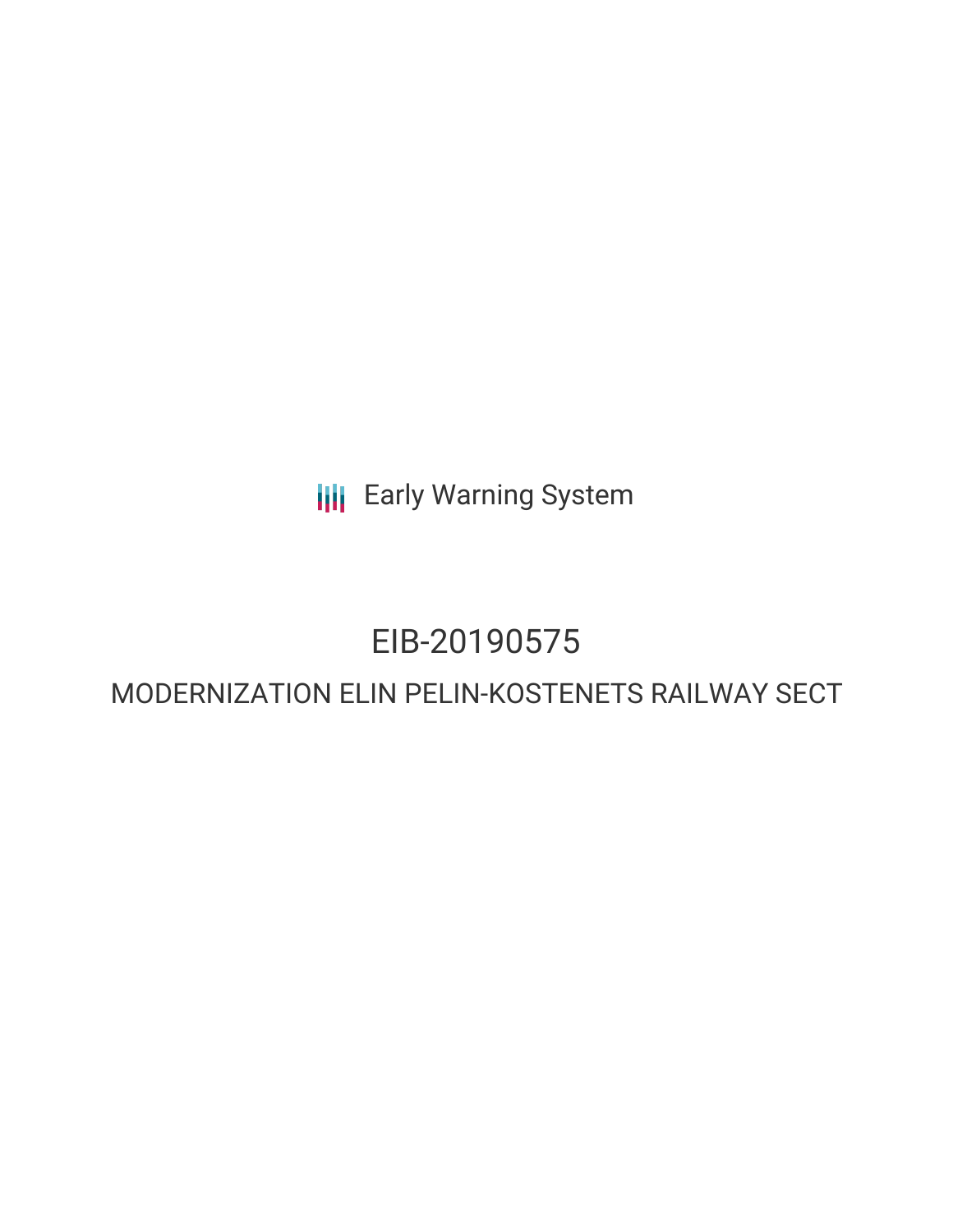Early Warning System

# EIB-20190575

## MODERNIZATION ELIN PELIN-KOSTENETS RAILWAY SECT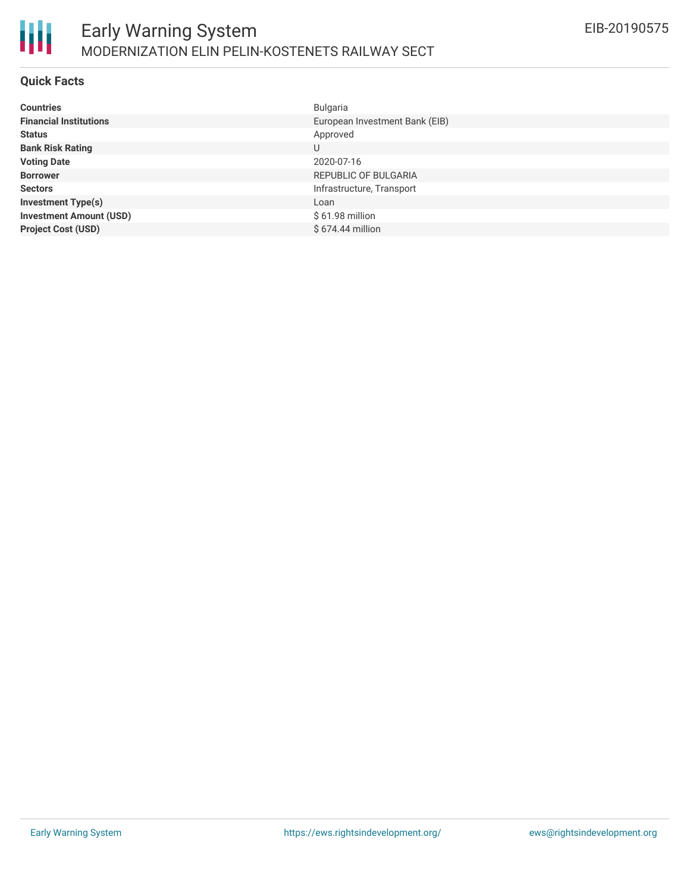# Early Warning System

## MODERNIZATION ELIN PELIN-KOSTENETS RAILWAY SECT

EIB-20190575

### Quick Facts

| | |
|---|---|
| **Countries** | Bulgaria |
| **Financial Institutions** | European Investment Bank (EIB) |
| **Status** | Approved |
| **Bank Risk Rating** | U |
| **Voting Date** | 2020-07-16 |
| **Borrower** | REPUBLIC OF BULGARIA |
| **Sectors** | Infrastructure, Transport |
| **Investment Type(s)** | Loan |
| **Investment Amount (USD)** | $ 61.98 million |
| **Project Cost (USD)** | $ 674.44 million |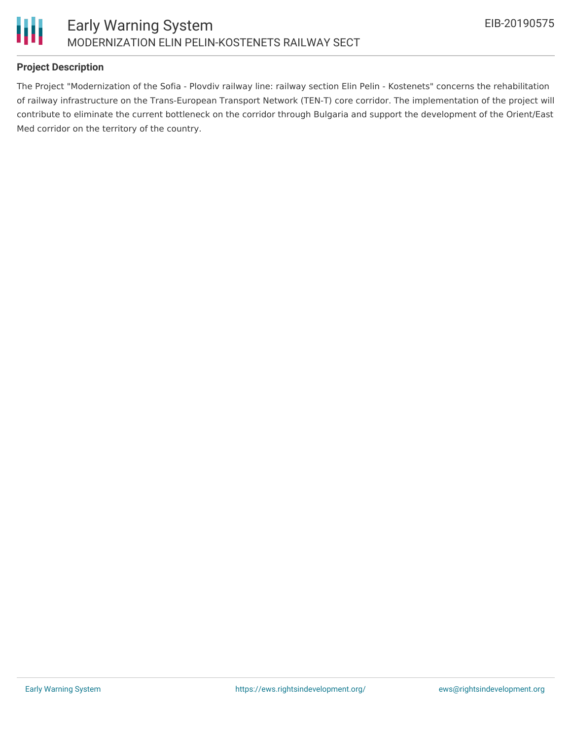## Project Description

The Project "Modernization of the Sofia - Plovdiv railway line: railway section Elin Pelin - Kostenets" concerns the rehabilitation of railway infrastructure on the Trans-European Transport Network (TEN-T) core corridor. The implementation of the project will contribute to eliminate the current bottleneck on the corridor through Bulgaria and support the development of the Orient/East Med corridor on the territory of the country.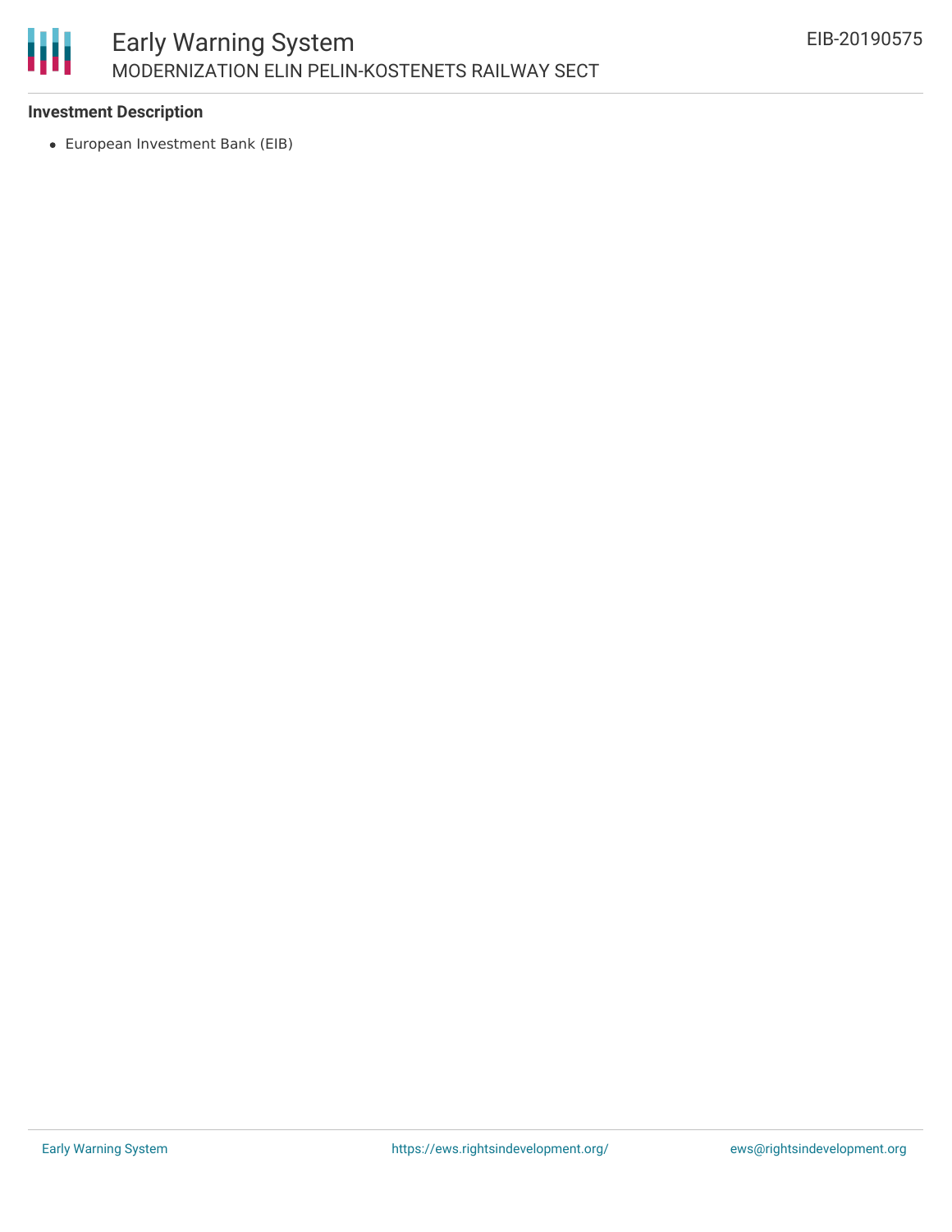### Investment Description

- European Investment Bank (EIB)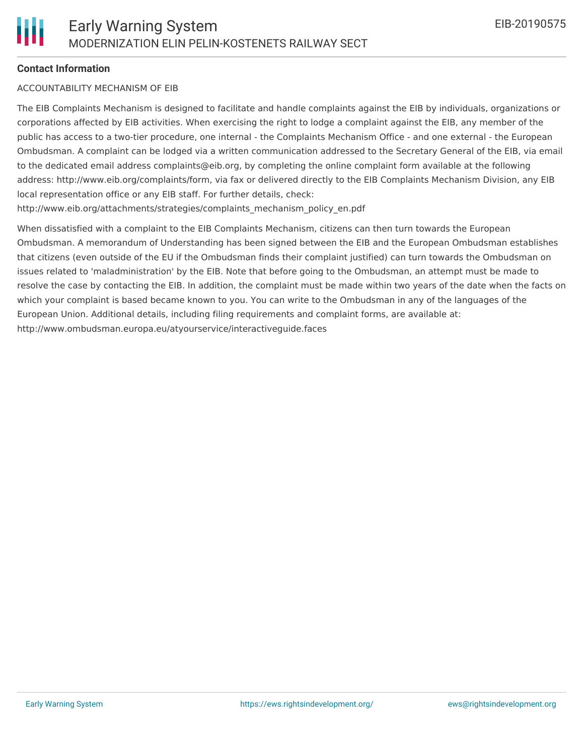**Contact Information**

ACCOUNTABILITY MECHANISM OF EIB

The EIB Complaints Mechanism is designed to facilitate and handle complaints against the EIB by individuals, organizations or corporations affected by EIB activities. When exercising the right to lodge a complaint against the EIB, any member of the public has access to a two-tier procedure, one internal - the Complaints Mechanism Office - and one external - the European Ombudsman. A complaint can be lodged via a written communication addressed to the Secretary General of the EIB, via email to the dedicated email address complaints@eib.org, by completing the online complaint form available at the following address: http://www.eib.org/complaints/form, via fax or delivered directly to the EIB Complaints Mechanism Division, any EIB local representation office or any EIB staff. For further details, check: http://www.eib.org/attachments/strategies/complaints_mechanism_policy_en.pdf

When dissatisfied with a complaint to the EIB Complaints Mechanism, citizens can then turn towards the European Ombudsman. A memorandum of Understanding has been signed between the EIB and the European Ombudsman establishes that citizens (even outside of the EU if the Ombudsman finds their complaint justified) can turn towards the Ombudsman on issues related to 'maladministration' by the EIB. Note that before going to the Ombudsman, an attempt must be made to resolve the case by contacting the EIB. In addition, the complaint must be made within two years of the date when the facts on which your complaint is based became known to you. You can write to the Ombudsman in any of the languages of the European Union. Additional details, including filing requirements and complaint forms, are available at: http://www.ombudsman.europa.eu/atyourservice/interactiveguide.faces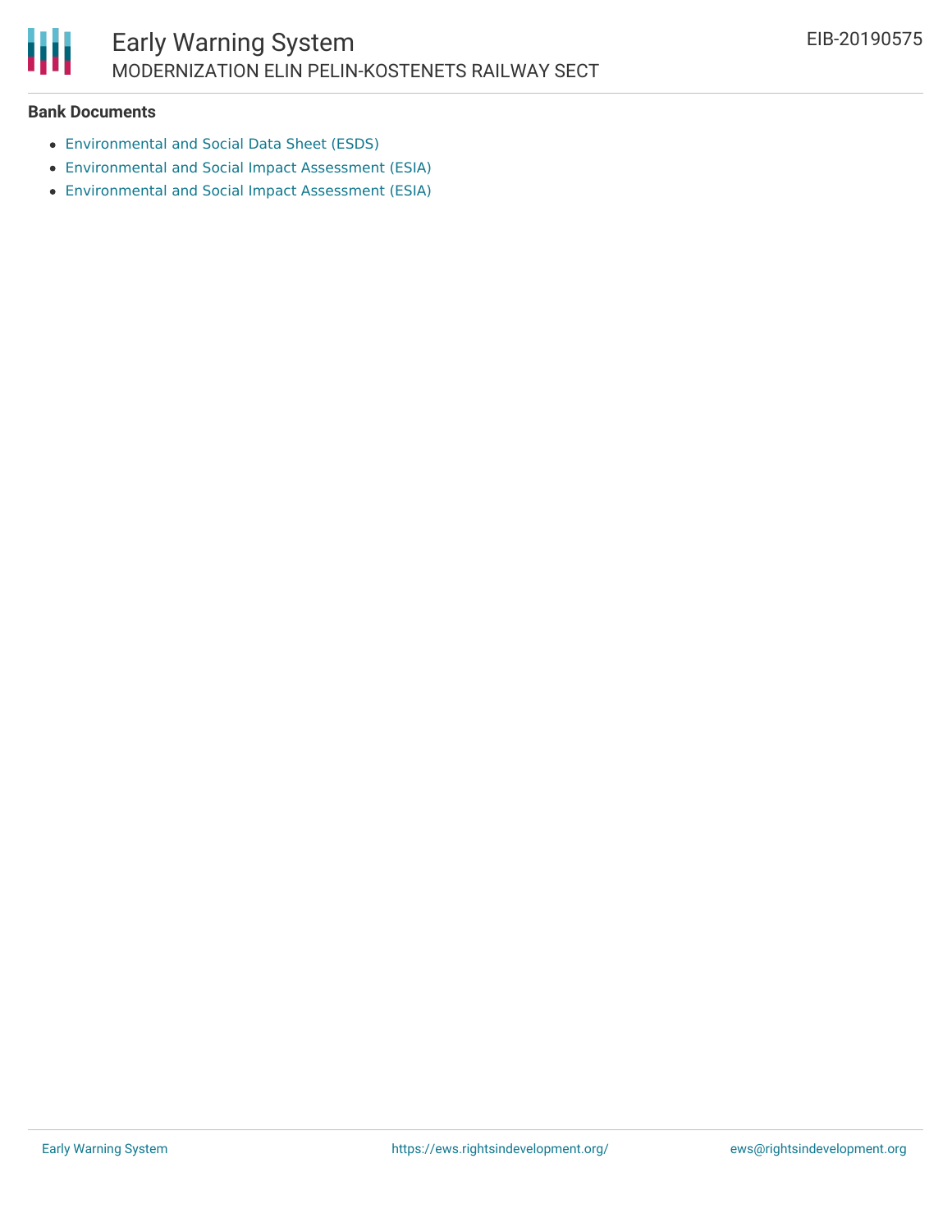**Bank Documents**

- Environmental and Social Data Sheet (ESDS)
- Environmental and Social Impact Assessment (ESIA)
- Environmental and Social Impact Assessment (ESIA)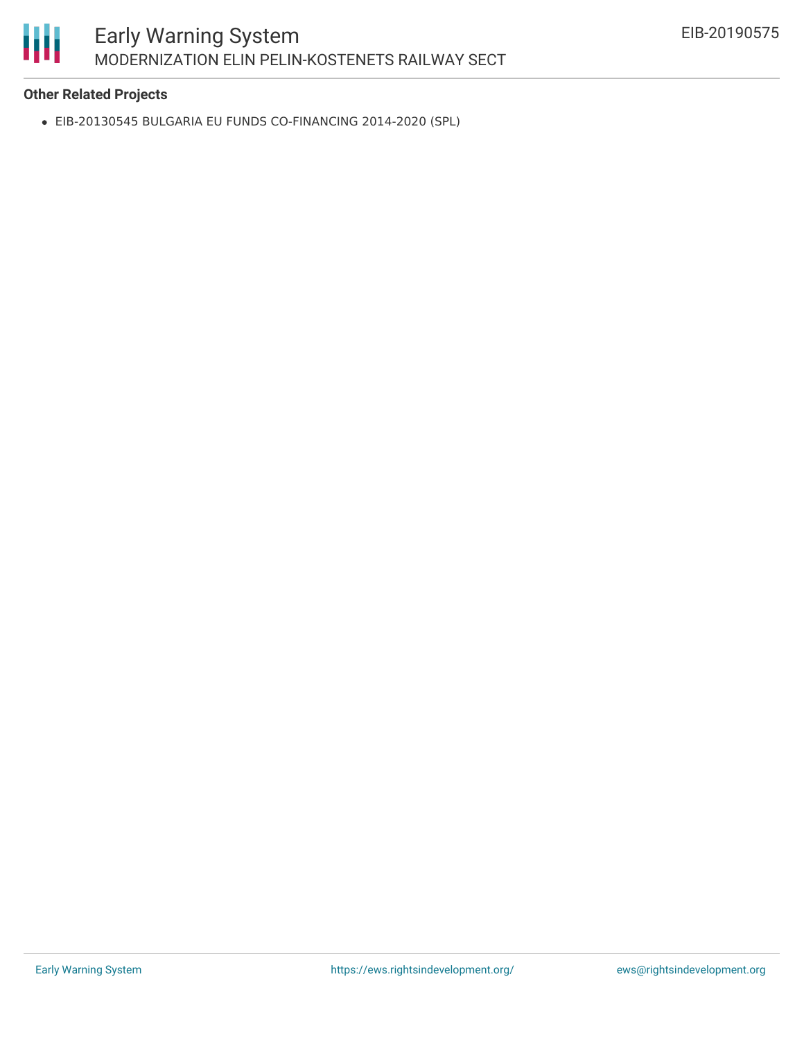**Other Related Projects**

- EIB-20130545 BULGARIA EU FUNDS CO-FINANCING 2014-2020 (SPL)